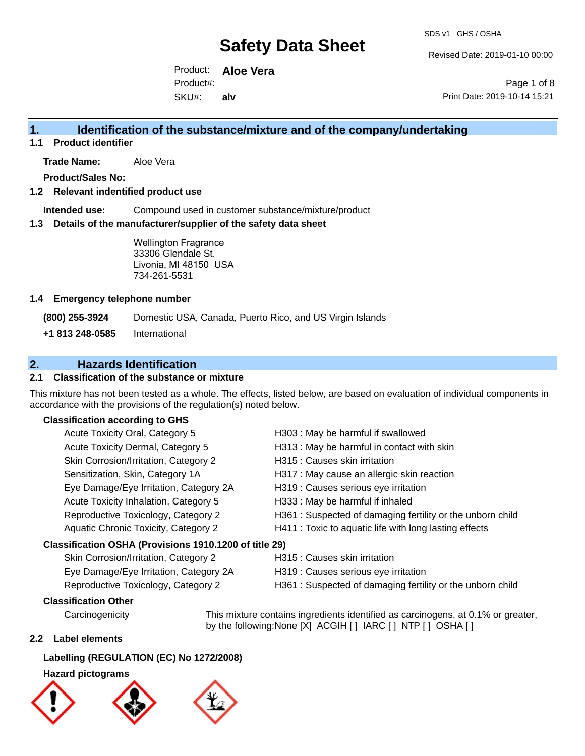# Safety Data Sheet

SDS v1 GHS / OSHA

Revised Date: 2019-01-10 00:00

Product: **Aloe Vera**

Product#:

SKU#: **alv**

Print Date: 2019-10-14 15:21

## 1. Identification of the substance/mixture and of the company/undertaking

### 1.1 Product identifier

**Trade Name:** Aloe Vera

**Product/Sales No:**

### 1.2 Relevant indentified product use

**Intended use:** Compound used in customer substance/mixture/product

### 1.3 Details of the manufacturer/supplier of the safety data sheet

Wellington Fragrance
33306 Glendale St.
Livonia, MI 48150 USA
734-261-5531

### 1.4 Emergency telephone number

**(800) 255-3924** Domestic USA, Canada, Puerto Rico, and US Virgin Islands

**+1 813 248-0585** International

## 2. Hazards Identification

### 2.1 Classification of the substance or mixture

This mixture has not been tested as a whole. The effects, listed below, are based on evaluation of individual components in accordance with the provisions of the regulation(s) noted below.

**Classification according to GHS**

| | |
|---|---|
| Acute Toxicity Oral, Category 5 | H303 : May be harmful if swallowed |
| Acute Toxicity Dermal, Category 5 | H313 : May be harmful in contact with skin |
| Skin Corrosion/Irritation, Category 2 | H315 : Causes skin irritation |
| Sensitization, Skin, Category 1A | H317 : May cause an allergic skin reaction |
| Eye Damage/Eye Irritation, Category 2A | H319 : Causes serious eye irritation |
| Acute Toxicity Inhalation, Category 5 | H333 : May be harmful if inhaled |
| Reproductive Toxicology, Category 2 | H361 : Suspected of damaging fertility or the unborn child |
| Aquatic Chronic Toxicity, Category 2 | H411 : Toxic to aquatic life with long lasting effects |

**Classification OSHA (Provisions 1910.1200 of title 29)**

| | |
|---|---|
| Skin Corrosion/Irritation, Category 2 | H315 : Causes skin irritation |
| Eye Damage/Eye Irritation, Category 2A | H319 : Causes serious eye irritation |
| Reproductive Toxicology, Category 2 | H361 : Suspected of damaging fertility or the unborn child |

**Classification Other**

Carcinogenicity — This mixture contains ingredients identified as carcinogens, at 0.1% or greater, by the following:None [X] ACGIH [ ] IARC [ ] NTP [ ] OSHA [ ]

### 2.2 Label elements

**Labelling (REGULATION (EC) No 1272/2008)**

**Hazard pictograms**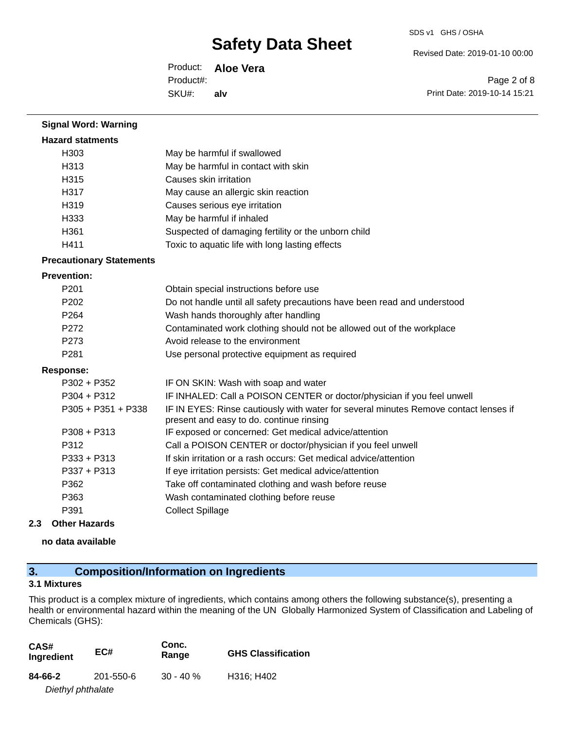**Signal Word: Warning**

**Hazard statments**

| | |
|---|---|
| H303 | May be harmful if swallowed |
| H313 | May be harmful in contact with skin |
| H315 | Causes skin irritation |
| H317 | May cause an allergic skin reaction |
| H319 | Causes serious eye irritation |
| H333 | May be harmful if inhaled |
| H361 | Suspected of damaging fertility or the unborn child |
| H411 | Toxic to aquatic life with long lasting effects |

**Precautionary Statements**

**Prevention:**

| | |
|---|---|
| P201 | Obtain special instructions before use |
| P202 | Do not handle until all safety precautions have been read and understood |
| P264 | Wash hands thoroughly after handling |
| P272 | Contaminated work clothing should not be allowed out of the workplace |
| P273 | Avoid release to the environment |
| P281 | Use personal protective equipment as required |

**Response:**

| | |
|---|---|
| P302 + P352 | IF ON SKIN: Wash with soap and water |
| P304 + P312 | IF INHALED: Call a POISON CENTER or doctor/physician if you feel unwell |
| P305 + P351 + P338 | IF IN EYES: Rinse cautiously with water for several minutes Remove contact lenses if present and easy to do. continue rinsing |
| P308 + P313 | IF exposed or concerned: Get medical advice/attention |
| P312 | Call a POISON CENTER or doctor/physician if you feel unwell |
| P333 + P313 | If skin irritation or a rash occurs: Get medical advice/attention |
| P337 + P313 | If eye irritation persists: Get medical advice/attention |
| P362 | Take off contaminated clothing and wash before reuse |
| P363 | Wash contaminated clothing before reuse |
| P391 | Collect Spillage |

### 2.3 Other Hazards

**no data available**

## 3. Composition/Information on Ingredients

### 3.1 Mixtures

This product is a complex mixture of ingredients, which contains among others the following substance(s), presenting a health or environmental hazard within the meaning of the UN Globally Harmonized System of Classification and Labeling of Chemicals (GHS):

| CAS# Ingredient | EC# | Conc. Range | GHS Classification |
|---|---|---|---|
| **84-66-2** *Diethyl phthalate* | 201-550-6 | 30 - 40 % | H316; H402 |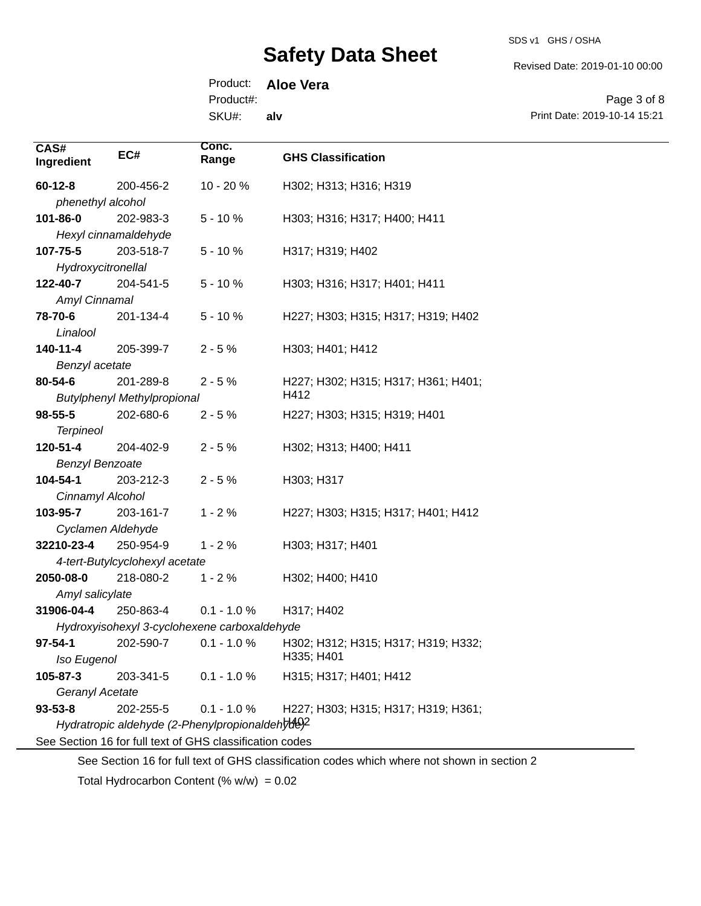| CAS# Ingredient | EC# | Conc. Range | GHS Classification |
|---|---|---|---|
| **60-12-8** *phenethyl alcohol* | 200-456-2 | 10 - 20 % | H302; H313; H316; H319 |
| **101-86-0** *Hexyl cinnamaldehyde* | 202-983-3 | 5 - 10 % | H303; H316; H317; H400; H411 |
| **107-75-5** *Hydroxycitronellal* | 203-518-7 | 5 - 10 % | H317; H319; H402 |
| **122-40-7** *Amyl Cinnamal* | 204-541-5 | 5 - 10 % | H303; H316; H317; H401; H411 |
| **78-70-6** *Linalool* | 201-134-4 | 5 - 10 % | H227; H303; H315; H317; H319; H402 |
| **140-11-4** *Benzyl acetate* | 205-399-7 | 2 - 5 % | H303; H401; H412 |
| **80-54-6** *Butylphenyl Methylpropional* | 201-289-8 | 2 - 5 % | H227; H302; H315; H317; H361; H401; H412 |
| **98-55-5** *Terpineol* | 202-680-6 | 2 - 5 % | H227; H303; H315; H319; H401 |
| **120-51-4** *Benzyl Benzoate* | 204-402-9 | 2 - 5 % | H302; H313; H400; H411 |
| **104-54-1** *Cinnamyl Alcohol* | 203-212-3 | 2 - 5 % | H303; H317 |
| **103-95-7** *Cyclamen Aldehyde* | 203-161-7 | 1 - 2 % | H227; H303; H315; H317; H401; H412 |
| **32210-23-4** *4-tert-Butylcyclohexyl acetate* | 250-954-9 | 1 - 2 % | H303; H317; H401 |
| **2050-08-0** *Amyl salicylate* | 218-080-2 | 1 - 2 % | H302; H400; H410 |
| **31906-04-4** *Hydroxyisohexyl 3-cyclohexene carboxaldehyde* | 250-863-4 | 0.1 - 1.0 % | H317; H402 |
| **97-54-1** *Iso Eugenol* | 202-590-7 | 0.1 - 1.0 % | H302; H312; H315; H317; H319; H332; H335; H401 |
| **105-87-3** *Geranyl Acetate* | 203-341-5 | 0.1 - 1.0 % | H315; H317; H401; H412 |
| **93-53-8** *Hydratropic aldehyde (2-Phenylpropionaldehyde)* | 202-255-5 | 0.1 - 1.0 % | H227; H303; H315; H317; H319; H361; H402 |

See Section 16 for full text of GHS classification codes

See Section 16 for full text of GHS classification codes which where not shown in section 2

Total Hydrocarbon Content (% w/w) = 0.02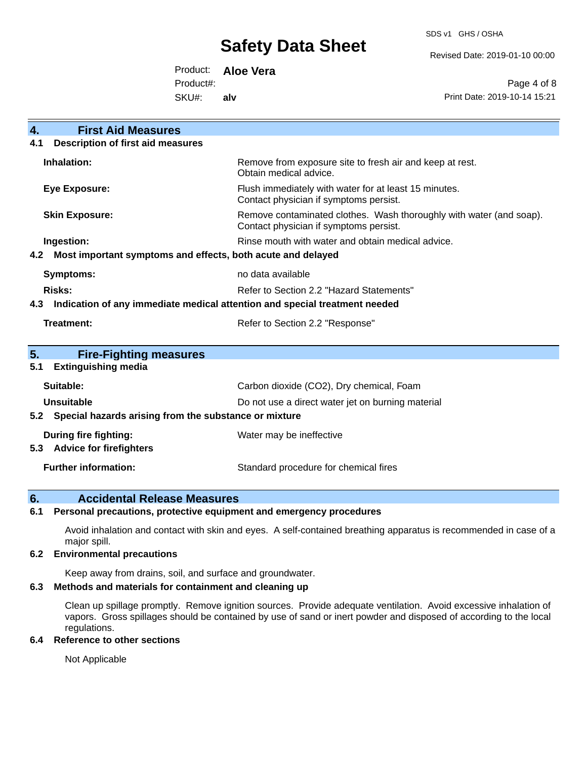## 4. First Aid Measures

### 4.1 Description of first aid measures

| | |
|---|---|
| **Inhalation:** | Remove from exposure site to fresh air and keep at rest. Obtain medical advice. |
| **Eye Exposure:** | Flush immediately with water for at least 15 minutes. Contact physician if symptoms persist. |
| **Skin Exposure:** | Remove contaminated clothes. Wash thoroughly with water (and soap). Contact physician if symptoms persist. |
| **Ingestion:** | Rinse mouth with water and obtain medical advice. |

### 4.2 Most important symptoms and effects, both acute and delayed

| | |
|---|---|
| **Symptoms:** | no data available |
| **Risks:** | Refer to Section 2.2 "Hazard Statements" |

### 4.3 Indication of any immediate medical attention and special treatment needed

| | |
|---|---|
| **Treatment:** | Refer to Section 2.2 "Response" |

## 5. Fire-Fighting measures

### 5.1 Extinguishing media

| | |
|---|---|
| **Suitable:** | Carbon dioxide ($CO_2$), Dry chemical, Foam |
| **Unsuitable** | Do not use a direct water jet on burning material |

### 5.2 Special hazards arising from the substance or mixture

| | |
|---|---|
| **During fire fighting:** | Water may be ineffective |

### 5.3 Advice for firefighters

| | |
|---|---|
| **Further information:** | Standard procedure for chemical fires |

## 6. Accidental Release Measures

### 6.1 Personal precautions, protective equipment and emergency procedures

Avoid inhalation and contact with skin and eyes. A self-contained breathing apparatus is recommended in case of a major spill.

### 6.2 Environmental precautions

Keep away from drains, soil, and surface and groundwater.

### 6.3 Methods and materials for containment and cleaning up

Clean up spillage promptly. Remove ignition sources. Provide adequate ventilation. Avoid excessive inhalation of vapors. Gross spillages should be contained by use of sand or inert powder and disposed of according to the local regulations.

### 6.4 Reference to other sections

Not Applicable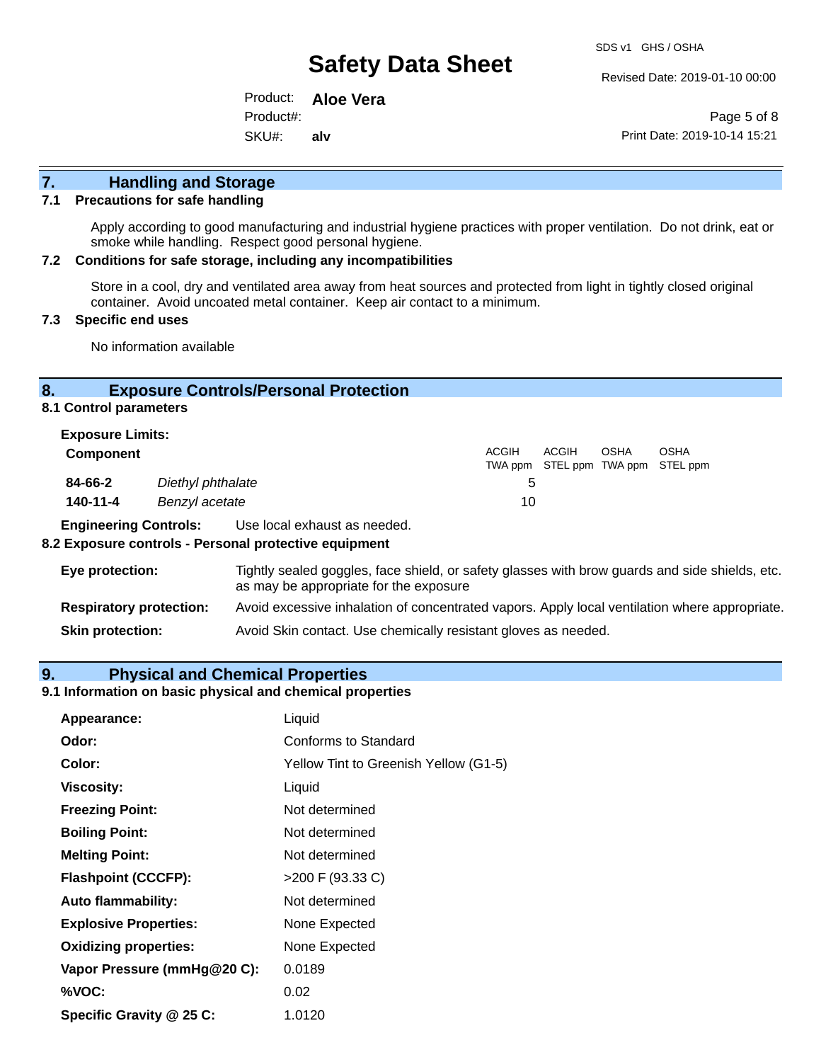## 7. Handling and Storage

### 7.1 Precautions for safe handling

Apply according to good manufacturing and industrial hygiene practices with proper ventilation. Do not drink, eat or smoke while handling. Respect good personal hygiene.

### 7.2 Conditions for safe storage, including any incompatibilities

Store in a cool, dry and ventilated area away from heat sources and protected from light in tightly closed original container. Avoid uncoated metal container. Keep air contact to a minimum.

### 7.3 Specific end uses

No information available

## 8. Exposure Controls/Personal Protection

### 8.1 Control parameters

**Exposure Limits:**

| Component | | ACGIH TWA ppm | ACGIH STEL ppm | OSHA TWA ppm | OSHA STEL ppm |
|---|---|---|---|---|---|
| **84-66-2** | *Diethyl phthalate* | 5 | | | |
| **140-11-4** | *Benzyl acetate* | 10 | | | |

**Engineering Controls:** Use local exhaust as needed.

### 8.2 Exposure controls - Personal protective equipment

**Eye protection:** Tightly sealed goggles, face shield, or safety glasses with brow guards and side shields, etc. as may be appropriate for the exposure

**Respiratory protection:** Avoid excessive inhalation of concentrated vapors. Apply local ventilation where appropriate.

**Skin protection:** Avoid Skin contact. Use chemically resistant gloves as needed.

## 9. Physical and Chemical Properties

### 9.1 Information on basic physical and chemical properties

| | |
|---|---|
| **Appearance:** | Liquid |
| **Odor:** | Conforms to Standard |
| **Color:** | Yellow Tint to Greenish Yellow (G1-5) |
| **Viscosity:** | Liquid |
| **Freezing Point:** | Not determined |
| **Boiling Point:** | Not determined |
| **Melting Point:** | Not determined |
| **Flashpoint (CCCFP):** | >200 F (93.33 C) |
| **Auto flammability:** | Not determined |
| **Explosive Properties:** | None Expected |
| **Oxidizing properties:** | None Expected |
| **Vapor Pressure (mmHg@20 C):** | 0.0189 |
| **%VOC:** | 0.02 |
| **Specific Gravity @ 25 C:** | 1.0120 |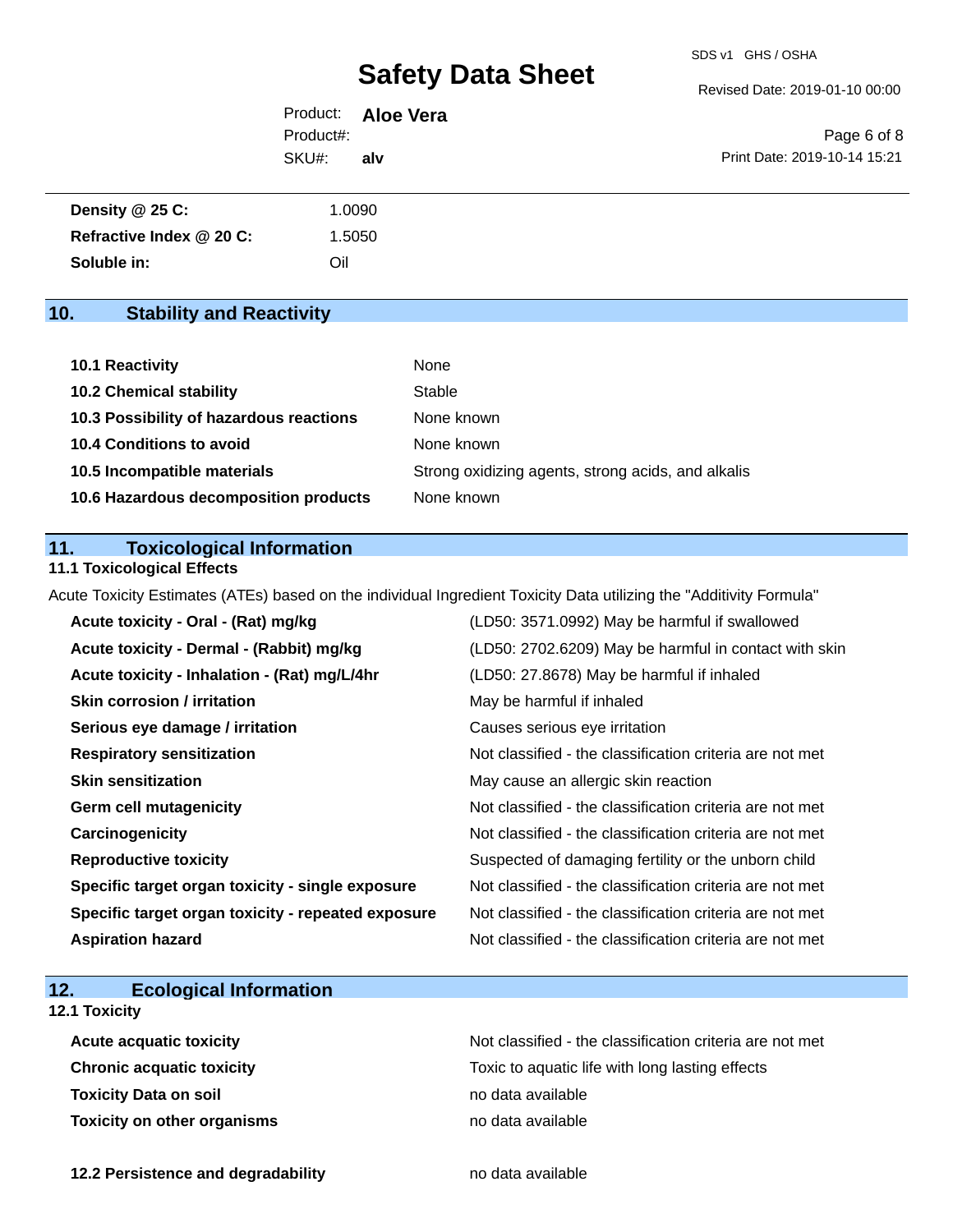| | |
|---|---|
| **Density @ 25 C:** | 1.0090 |
| **Refractive Index @ 20 C:** | 1.5050 |
| **Soluble in:** | Oil |

## 10. Stability and Reactivity

| | |
|---|---|
| **10.1 Reactivity** | None |
| **10.2 Chemical stability** | Stable |
| **10.3 Possibility of hazardous reactions** | None known |
| **10.4 Conditions to avoid** | None known |
| **10.5 Incompatible materials** | Strong oxidizing agents, strong acids, and alkalis |
| **10.6 Hazardous decomposition products** | None known |

## 11. Toxicological Information

### 11.1 Toxicological Effects

Acute Toxicity Estimates (ATEs) based on the individual Ingredient Toxicity Data utilizing the "Additivity Formula"

| | |
|---|---|
| **Acute toxicity - Oral - (Rat) mg/kg** | (LD50: 3571.0992) May be harmful if swallowed |
| **Acute toxicity - Dermal - (Rabbit) mg/kg** | (LD50: 2702.6209) May be harmful in contact with skin |
| **Acute toxicity - Inhalation - (Rat) mg/L/4hr** | (LD50: 27.8678) May be harmful if inhaled |
| **Skin corrosion / irritation** | May be harmful if inhaled |
| **Serious eye damage / irritation** | Causes serious eye irritation |
| **Respiratory sensitization** | Not classified - the classification criteria are not met |
| **Skin sensitization** | May cause an allergic skin reaction |
| **Germ cell mutagenicity** | Not classified - the classification criteria are not met |
| **Carcinogenicity** | Not classified - the classification criteria are not met |
| **Reproductive toxicity** | Suspected of damaging fertility or the unborn child |
| **Specific target organ toxicity - single exposure** | Not classified - the classification criteria are not met |
| **Specific target organ toxicity - repeated exposure** | Not classified - the classification criteria are not met |
| **Aspiration hazard** | Not classified - the classification criteria are not met |

## 12. Ecological Information

### 12.1 Toxicity

| | |
|---|---|
| **Acute acquatic toxicity** | Not classified - the classification criteria are not met |
| **Chronic acquatic toxicity** | Toxic to aquatic life with long lasting effects |
| **Toxicity Data on soil** | no data available |
| **Toxicity on other organisms** | no data available |

| | |
|---|---|
| **12.2 Persistence and degradability** | no data available |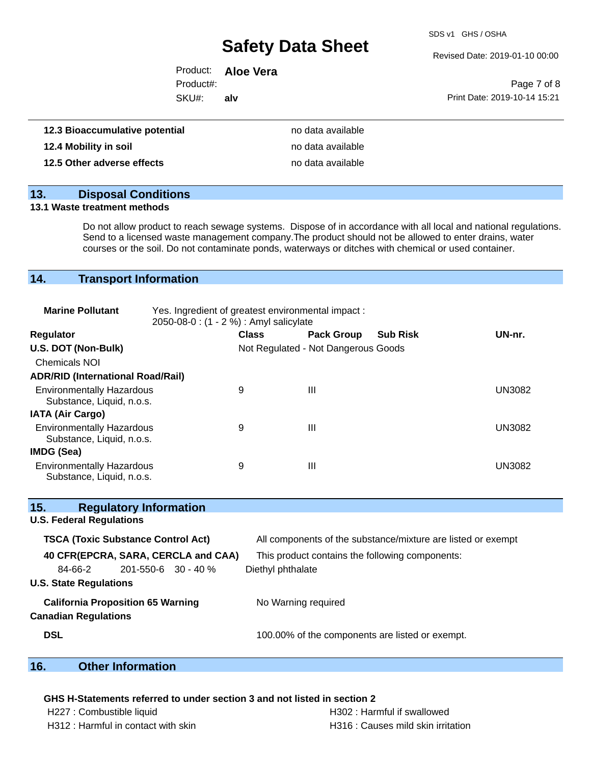| | |
|---|---|
| **12.3 Bioaccumulative potential** | no data available |
| **12.4 Mobility in soil** | no data available |
| **12.5 Other adverse effects** | no data available |

## 13. Disposal Conditions

**13.1 Waste treatment methods**

Do not allow product to reach sewage systems. Dispose of in accordance with all local and national regulations. Send to a licensed waste management company.The product should not be allowed to enter drains, water courses or the soil. Do not contaminate ponds, waterways or ditches with chemical or used container.

## 14. Transport Information

**Marine Pollutant** Yes. Ingredient of greatest environmental impact : 2050-08-0 : (1 - 2 %) : Amyl salicylate

| Regulator | Class | Pack Group | Sub Risk | UN-nr. |
|---|---|---|---|---|
| **U.S. DOT (Non-Bulk)** | Not Regulated - Not Dangerous Goods | | | |
| Chemicals NOI | | | | |
| **ADR/RID (International Road/Rail)** | | | | |
| Environmentally Hazardous Substance, Liquid, n.o.s. | 9 | III | | UN3082 |
| **IATA (Air Cargo)** | | | | |
| Environmentally Hazardous Substance, Liquid, n.o.s. | 9 | III | | UN3082 |
| **IMDG (Sea)** | | | | |
| Environmentally Hazardous Substance, Liquid, n.o.s. | 9 | III | | UN3082 |

## 15. Regulatory Information

**U.S. Federal Regulations**

**TSCA (Toxic Substance Control Act)** All components of the substance/mixture are listed or exempt

**40 CFR(EPCRA, SARA, CERCLA and CAA)** This product contains the following components:

| | | | |
|---|---|---|---|
| 84-66-2 | 201-550-6 | 30 - 40 % | Diethyl phthalate |

**U.S. State Regulations**

**California Proposition 65 Warning** No Warning required

**Canadian Regulations**

**DSL** 100.00% of the components are listed or exempt.

## 16. Other Information

**GHS H-Statements referred to under section 3 and not listed in section 2**

H227 : Combustible liquid

H302 : Harmful if swallowed

H312 : Harmful in contact with skin

H316 : Causes mild skin irritation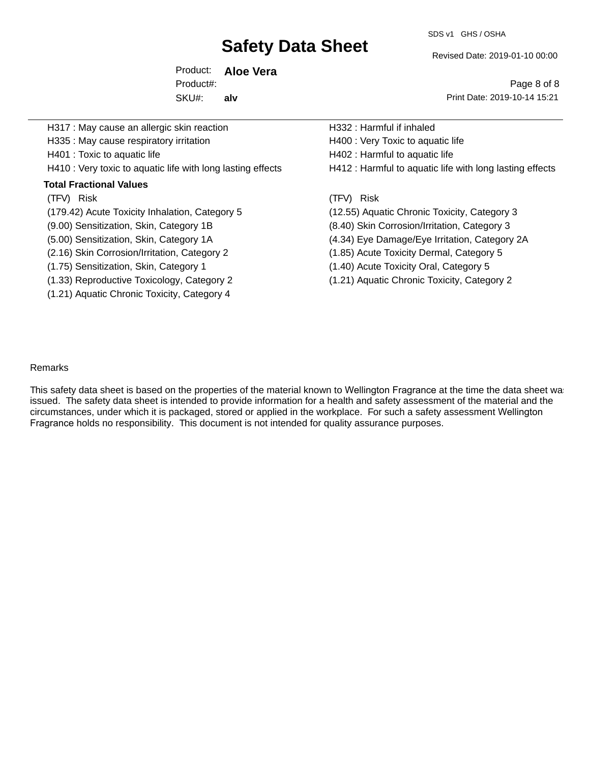H317 : May cause an allergic skin reaction
H335 : May cause respiratory irritation
H401 : Toxic to aquatic life
H410 : Very toxic to aquatic life with long lasting effects
H332 : Harmful if inhaled
H400 : Very Toxic to aquatic life
H402 : Harmful to aquatic life
H412 : Harmful to aquatic life with long lasting effects

**Total Fractional Values**

(TFV) Risk

(179.42) Acute Toxicity Inhalation, Category 5
(9.00) Sensitization, Skin, Category 1B
(5.00) Sensitization, Skin, Category 1A
(2.16) Skin Corrosion/Irritation, Category 2
(1.75) Sensitization, Skin, Category 1
(1.33) Reproductive Toxicology, Category 2
(1.21) Aquatic Chronic Toxicity, Category 4

(TFV) Risk

(12.55) Aquatic Chronic Toxicity, Category 3
(8.40) Skin Corrosion/Irritation, Category 3
(4.34) Eye Damage/Eye Irritation, Category 2A
(1.85) Acute Toxicity Dermal, Category 5
(1.40) Acute Toxicity Oral, Category 5
(1.21) Aquatic Chronic Toxicity, Category 2

Remarks

This safety data sheet is based on the properties of the material known to Wellington Fragrance at the time the data sheet was issued. The safety data sheet is intended to provide information for a health and safety assessment of the material and the circumstances, under which it is packaged, stored or applied in the workplace. For such a safety assessment Wellington Fragrance holds no responsibility. This document is not intended for quality assurance purposes.